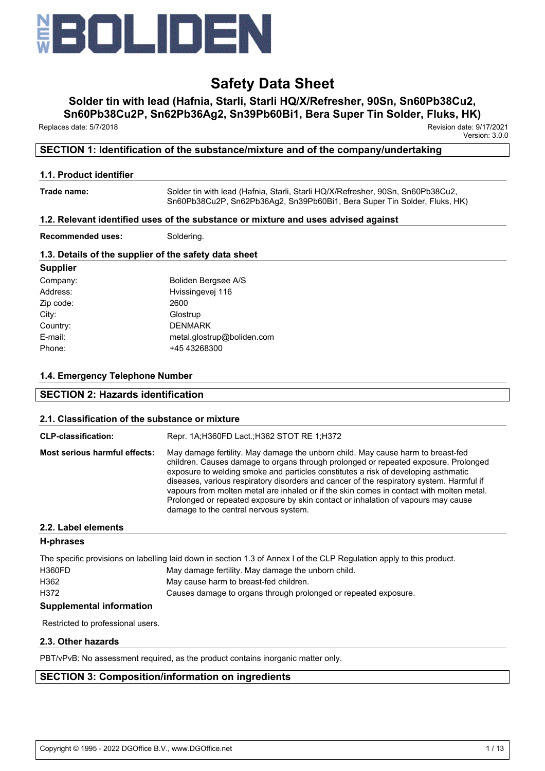NEW BOLIDEN

# Safety Data Sheet

## Solder tin with lead (Hafnia, Starli, Starli HQ/X/Refresher, 90Sn, Sn60Pb38Cu2, Sn60Pb38Cu2P, Sn62Pb36Ag2, Sn39Pb60Bi1, Bera Super Tin Solder, Fluks, HK)

Replaces date: 5/7/2018

Revision date: 9/17/2021
Version: 3.0.0

## SECTION 1: Identification of the substance/mixture and of the company/undertaking

### 1.1. Product identifier

**Trade name:** Solder tin with lead (Hafnia, Starli, Starli HQ/X/Refresher, 90Sn, Sn60Pb38Cu2, Sn60Pb38Cu2P, Sn62Pb36Ag2, Sn39Pb60Bi1, Bera Super Tin Solder, Fluks, HK)

### 1.2. Relevant identified uses of the substance or mixture and uses advised against

**Recommended uses:** Soldering.

### 1.3. Details of the supplier of the safety data sheet

**Supplier**

| | |
|---|---|
| Company: | Boliden Bergsøe A/S |
| Address: | Hvissingevej 116 |
| Zip code: | 2600 |
| City: | Glostrup |
| Country: | DENMARK |
| E-mail: | metal.glostrup@boliden.com |
| Phone: | +45 43268300 |

### 1.4. Emergency Telephone Number

## SECTION 2: Hazards identification

### 2.1. Classification of the substance or mixture

**CLP-classification:** Repr. 1A;H360FD Lact.;H362 STOT RE 1;H372

**Most serious harmful effects:** May damage fertility. May damage the unborn child. May cause harm to breast-fed children. Causes damage to organs through prolonged or repeated exposure. Prolonged exposure to welding smoke and particles constitutes a risk of developing asthmatic diseases, various respiratory disorders and cancer of the respiratory system. Harmful if vapours from molten metal are inhaled or if the skin comes in contact with molten metal. Prolonged or repeated exposure by skin contact or inhalation of vapours may cause damage to the central nervous system.

### 2.2. Label elements

**H-phrases**

The specific provisions on labelling laid down in section 1.3 of Annex I of the CLP Regulation apply to this product.

| | |
|---|---|
| H360FD | May damage fertility. May damage the unborn child. |
| H362 | May cause harm to breast-fed children. |
| H372 | Causes damage to organs through prolonged or repeated exposure. |

**Supplemental information**

Restricted to professional users.

### 2.3. Other hazards

PBT/vPvB: No assessment required, as the product contains inorganic matter only.

## SECTION 3: Composition/information on ingredients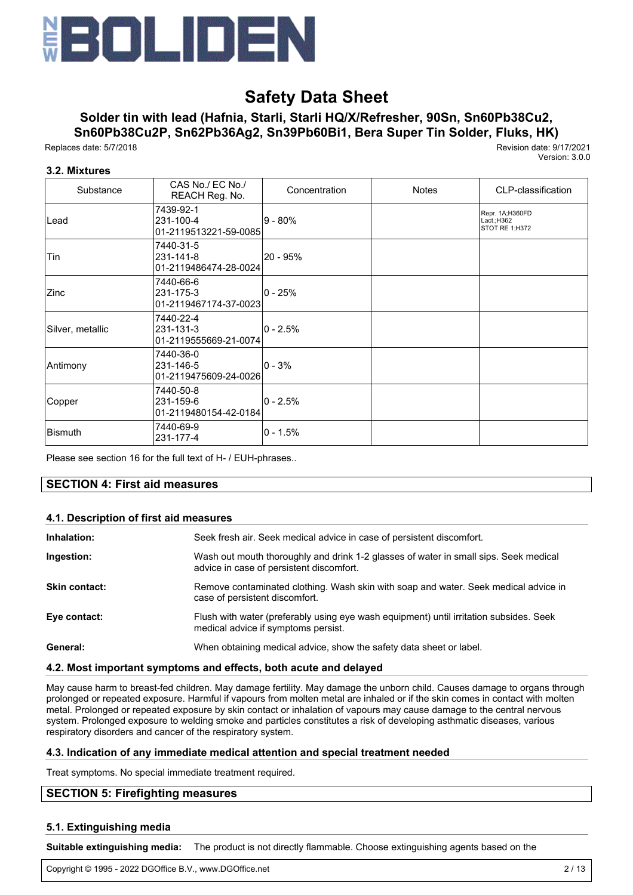### 3.2. Mixtures

| Substance | CAS No./ EC No./ REACH Reg. No. | Concentration | Notes | CLP-classification |
|---|---|---|---|---|
| Lead | 7439-92-1<br>231-100-4<br>01-2119513221-59-0085 | 9 - 80% | | Repr. 1A;H360FD<br>Lact.;H362<br>STOT RE 1;H372 |
| Tin | 7440-31-5<br>231-141-8<br>01-2119486474-28-0024 | 20 - 95% | | |
| Zinc | 7440-66-6<br>231-175-3<br>01-2119467174-37-0023 | 0 - 25% | | |
| Silver, metallic | 7440-22-4<br>231-131-3<br>01-2119555669-21-0074 | 0 - 2.5% | | |
| Antimony | 7440-36-0<br>231-146-5<br>01-2119475609-24-0026 | 0 - 3% | | |
| Copper | 7440-50-8<br>231-159-6<br>01-2119480154-42-0184 | 0 - 2.5% | | |
| Bismuth | 7440-69-9<br>231-177-4 | 0 - 1.5% | | |

Please see section 16 for the full text of H- / EUH-phrases..

## SECTION 4: First aid measures

### 4.1. Description of first aid measures

**Inhalation:** Seek fresh air. Seek medical advice in case of persistent discomfort.

**Ingestion:** Wash out mouth thoroughly and drink 1-2 glasses of water in small sips. Seek medical advice in case of persistent discomfort.

**Skin contact:** Remove contaminated clothing. Wash skin with soap and water. Seek medical advice in case of persistent discomfort.

**Eye contact:** Flush with water (preferably using eye wash equipment) until irritation subsides. Seek medical advice if symptoms persist.

**General:** When obtaining medical advice, show the safety data sheet or label.

### 4.2. Most important symptoms and effects, both acute and delayed

May cause harm to breast-fed children. May damage fertility. May damage the unborn child. Causes damage to organs through prolonged or repeated exposure. Harmful if vapours from molten metal are inhaled or if the skin comes in contact with molten metal. Prolonged or repeated exposure by skin contact or inhalation of vapours may cause damage to the central nervous system. Prolonged exposure to welding smoke and particles constitutes a risk of developing asthmatic diseases, various respiratory disorders and cancer of the respiratory system.

### 4.3. Indication of any immediate medical attention and special treatment needed

Treat symptoms. No special immediate treatment required.

## SECTION 5: Firefighting measures

### 5.1. Extinguishing media

**Suitable extinguishing media:** The product is not directly flammable. Choose extinguishing agents based on the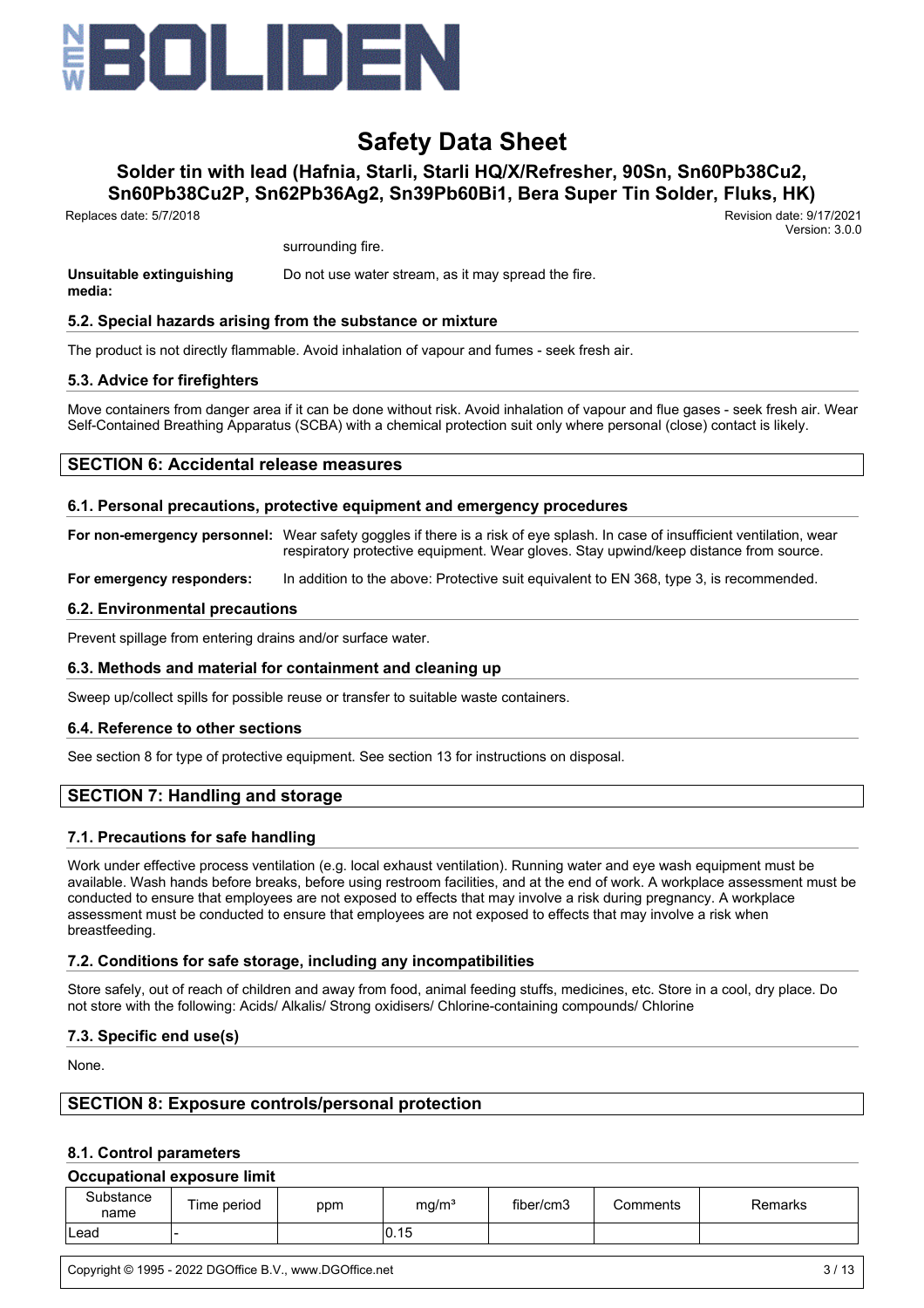surrounding fire.

**Unsuitable extinguishing media:** Do not use water stream, as it may spread the fire.

### 5.2. Special hazards arising from the substance or mixture

The product is not directly flammable. Avoid inhalation of vapour and fumes - seek fresh air.

### 5.3. Advice for firefighters

Move containers from danger area if it can be done without risk. Avoid inhalation of vapour and flue gases - seek fresh air. Wear Self-Contained Breathing Apparatus (SCBA) with a chemical protection suit only where personal (close) contact is likely.

## SECTION 6: Accidental release measures

### 6.1. Personal precautions, protective equipment and emergency procedures

**For non-emergency personnel:** Wear safety goggles if there is a risk of eye splash. In case of insufficient ventilation, wear respiratory protective equipment. Wear gloves. Stay upwind/keep distance from source.

**For emergency responders:** In addition to the above: Protective suit equivalent to EN 368, type 3, is recommended.

### 6.2. Environmental precautions

Prevent spillage from entering drains and/or surface water.

### 6.3. Methods and material for containment and cleaning up

Sweep up/collect spills for possible reuse or transfer to suitable waste containers.

### 6.4. Reference to other sections

See section 8 for type of protective equipment. See section 13 for instructions on disposal.

## SECTION 7: Handling and storage

### 7.1. Precautions for safe handling

Work under effective process ventilation (e.g. local exhaust ventilation). Running water and eye wash equipment must be available. Wash hands before breaks, before using restroom facilities, and at the end of work. A workplace assessment must be conducted to ensure that employees are not exposed to effects that may involve a risk during pregnancy. A workplace assessment must be conducted to ensure that employees are not exposed to effects that may involve a risk when breastfeeding.

### 7.2. Conditions for safe storage, including any incompatibilities

Store safely, out of reach of children and away from food, animal feeding stuffs, medicines, etc. Store in a cool, dry place. Do not store with the following: Acids/ Alkalis/ Strong oxidisers/ Chlorine-containing compounds/ Chlorine

### 7.3. Specific end use(s)

None.

## SECTION 8: Exposure controls/personal protection

### 8.1. Control parameters

**Occupational exposure limit**

| Substance name | Time period | ppm | mg/m³ | fiber/cm3 | Comments | Remarks |
|---|---|---|---|---|---|---|
| Lead | - | | 0.15 | | | |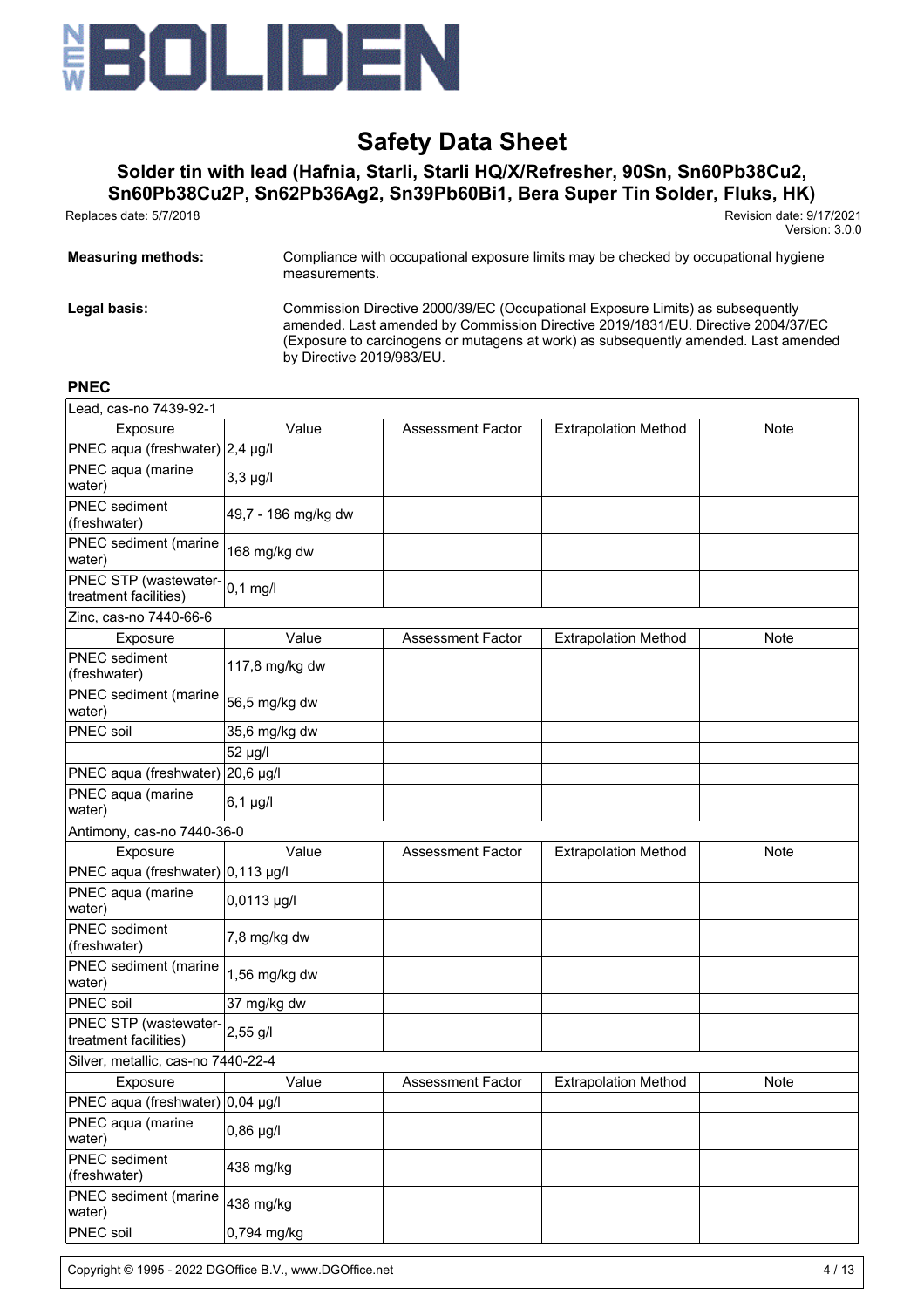**Measuring methods:** Compliance with occupational exposure limits may be checked by occupational hygiene measurements.

**Legal basis:** Commission Directive 2000/39/EC (Occupational Exposure Limits) as subsequently amended. Last amended by Commission Directive 2019/1831/EU. Directive 2004/37/EC (Exposure to carcinogens or mutagens at work) as subsequently amended. Last amended by Directive 2019/983/EU.

### PNEC

| Lead, cas-no 7439-92-1 | | | | |
|---|---|---|---|---|
| Exposure | Value | Assessment Factor | Extrapolation Method | Note |
| PNEC aqua (freshwater) | 2,4 µg/l | | | |
| PNEC aqua (marine water) | 3,3 µg/l | | | |
| PNEC sediment (freshwater) | 49,7 - 186 mg/kg dw | | | |
| PNEC sediment (marine water) | 168 mg/kg dw | | | |
| PNEC STP (wastewater-treatment facilities) | 0,1 mg/l | | | |

| Zinc, cas-no 7440-66-6 | | | | |
|---|---|---|---|---|
| Exposure | Value | Assessment Factor | Extrapolation Method | Note |
| PNEC sediment (freshwater) | 117,8 mg/kg dw | | | |
| PNEC sediment (marine water) | 56,5 mg/kg dw | | | |
| PNEC soil | 35,6 mg/kg dw | | | |
| | 52 µg/l | | | |
| PNEC aqua (freshwater) | 20,6 µg/l | | | |
| PNEC aqua (marine water) | 6,1 µg/l | | | |

| Antimony, cas-no 7440-36-0 | | | | |
|---|---|---|---|---|
| Exposure | Value | Assessment Factor | Extrapolation Method | Note |
| PNEC aqua (freshwater) | 0,113 µg/l | | | |
| PNEC aqua (marine water) | 0,0113 µg/l | | | |
| PNEC sediment (freshwater) | 7,8 mg/kg dw | | | |
| PNEC sediment (marine water) | 1,56 mg/kg dw | | | |
| PNEC soil | 37 mg/kg dw | | | |
| PNEC STP (wastewater-treatment facilities) | 2,55 g/l | | | |

| Silver, metallic, cas-no 7440-22-4 | | | | |
|---|---|---|---|---|
| Exposure | Value | Assessment Factor | Extrapolation Method | Note |
| PNEC aqua (freshwater) | 0,04 µg/l | | | |
| PNEC aqua (marine water) | 0,86 µg/l | | | |
| PNEC sediment (freshwater) | 438 mg/kg | | | |
| PNEC sediment (marine water) | 438 mg/kg | | | |
| PNEC soil | 0,794 mg/kg | | | |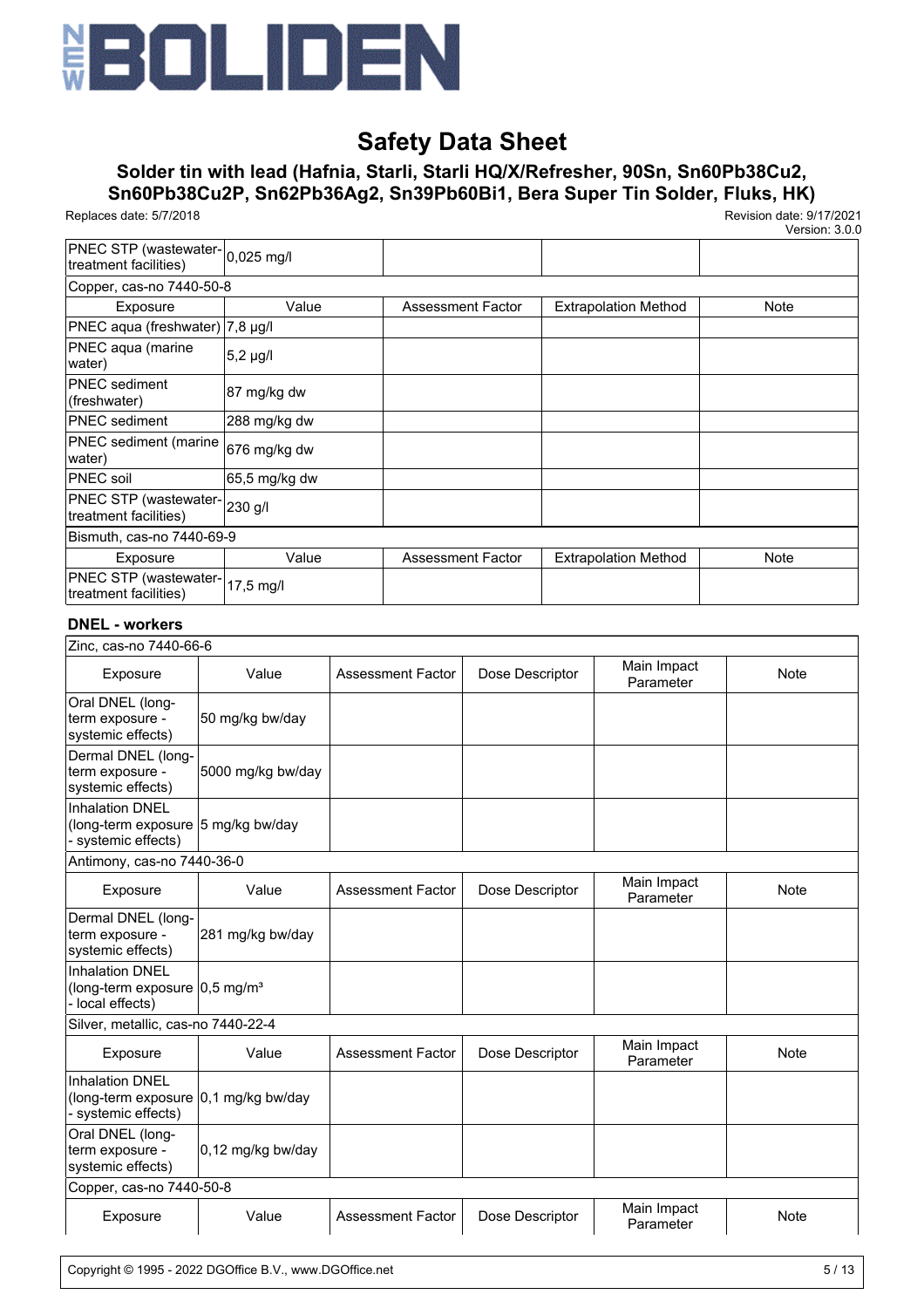| | | | | |
|---|---|---|---|---|
| PNEC STP (wastewater-treatment facilities) | 0,025 mg/l | | | |
| Copper, cas-no 7440-50-8 | | | | |
| Exposure | Value | Assessment Factor | Extrapolation Method | Note |
| PNEC aqua (freshwater) | 7,8 µg/l | | | |
| PNEC aqua (marine water) | 5,2 µg/l | | | |
| PNEC sediment (freshwater) | 87 mg/kg dw | | | |
| PNEC sediment | 288 mg/kg dw | | | |
| PNEC sediment (marine water) | 676 mg/kg dw | | | |
| PNEC soil | 65,5 mg/kg dw | | | |
| PNEC STP (wastewater-treatment facilities) | 230 g/l | | | |
| Bismuth, cas-no 7440-69-9 | | | | |
| Exposure | Value | Assessment Factor | Extrapolation Method | Note |
| PNEC STP (wastewater-treatment facilities) | 17,5 mg/l | | | |

### DNEL - workers

| Zinc, cas-no 7440-66-6 | | | | | |
|---|---|---|---|---|---|
| Exposure | Value | Assessment Factor | Dose Descriptor | Main Impact Parameter | Note |
| Oral DNEL (long-term exposure - systemic effects) | 50 mg/kg bw/day | | | | |
| Dermal DNEL (long-term exposure - systemic effects) | 5000 mg/kg bw/day | | | | |
| Inhalation DNEL (long-term exposure - systemic effects) | 5 mg/kg bw/day | | | | |
| Antimony, cas-no 7440-36-0 | | | | | |
| Exposure | Value | Assessment Factor | Dose Descriptor | Main Impact Parameter | Note |
| Dermal DNEL (long-term exposure - systemic effects) | 281 mg/kg bw/day | | | | |
| Inhalation DNEL (long-term exposure - local effects) | 0,5 mg/m³ | | | | |
| Silver, metallic, cas-no 7440-22-4 | | | | | |
| Exposure | Value | Assessment Factor | Dose Descriptor | Main Impact Parameter | Note |
| Inhalation DNEL (long-term exposure - systemic effects) | 0,1 mg/kg bw/day | | | | |
| Oral DNEL (long-term exposure - systemic effects) | 0,12 mg/kg bw/day | | | | |
| Copper, cas-no 7440-50-8 | | | | | |
| Exposure | Value | Assessment Factor | Dose Descriptor | Main Impact Parameter | Note |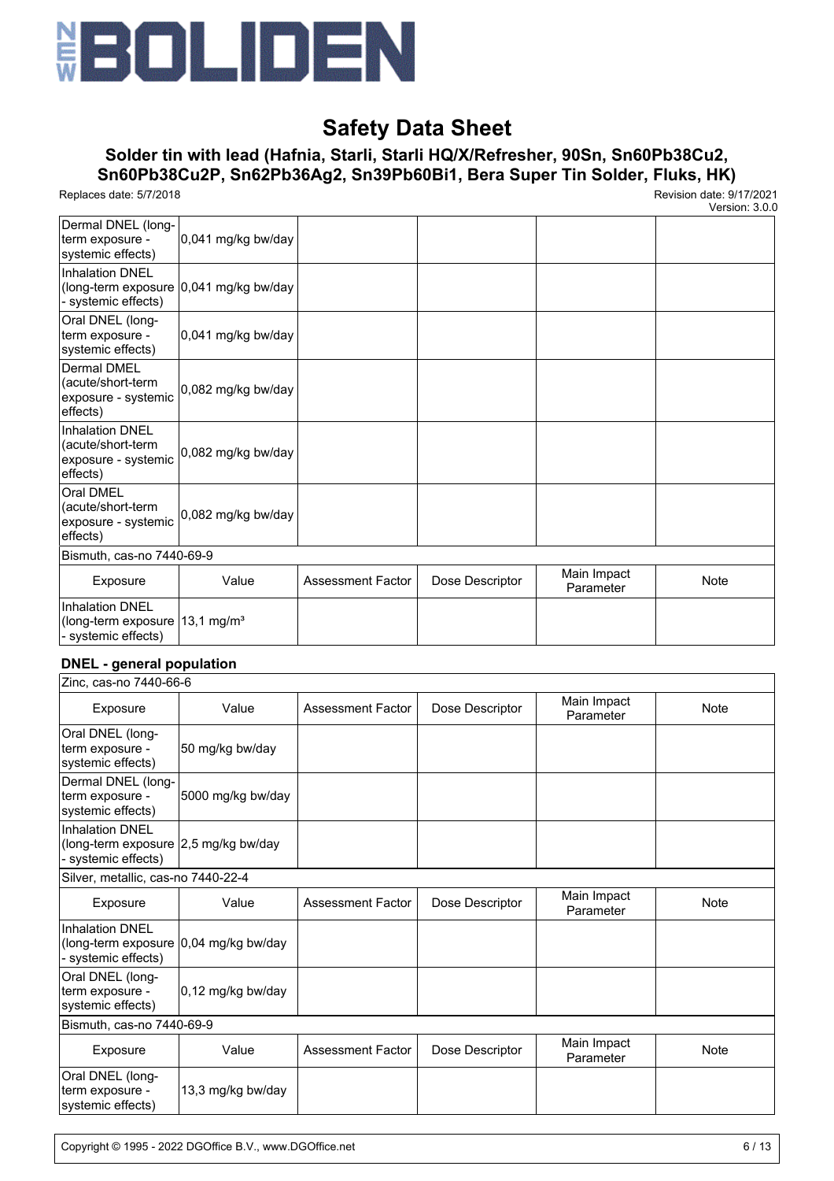| | | | | | |
|---|---|---|---|---|---|
| Dermal DNEL (long-term exposure - systemic effects) | 0,041 mg/kg bw/day | | | | |
| Inhalation DNEL (long-term exposure - systemic effects) | 0,041 mg/kg bw/day | | | | |
| Oral DNEL (long-term exposure - systemic effects) | 0,041 mg/kg bw/day | | | | |
| Dermal DMEL (acute/short-term exposure - systemic effects) | 0,082 mg/kg bw/day | | | | |
| Inhalation DNEL (acute/short-term exposure - systemic effects) | 0,082 mg/kg bw/day | | | | |
| Oral DMEL (acute/short-term exposure - systemic effects) | 0,082 mg/kg bw/day | | | | |

Bismuth, cas-no 7440-69-9

| Exposure | Value | Assessment Factor | Dose Descriptor | Main Impact Parameter | Note |
|---|---|---|---|---|---|
| Inhalation DNEL (long-term exposure - systemic effects) | 13,1 mg/m³ | | | | |

**DNEL - general population**

Zinc, cas-no 7440-66-6

| Exposure | Value | Assessment Factor | Dose Descriptor | Main Impact Parameter | Note |
|---|---|---|---|---|---|
| Oral DNEL (long-term exposure - systemic effects) | 50 mg/kg bw/day | | | | |
| Dermal DNEL (long-term exposure - systemic effects) | 5000 mg/kg bw/day | | | | |
| Inhalation DNEL (long-term exposure - systemic effects) | 2,5 mg/kg bw/day | | | | |

Silver, metallic, cas-no 7440-22-4

| Exposure | Value | Assessment Factor | Dose Descriptor | Main Impact Parameter | Note |
|---|---|---|---|---|---|
| Inhalation DNEL (long-term exposure - systemic effects) | 0,04 mg/kg bw/day | | | | |
| Oral DNEL (long-term exposure - systemic effects) | 0,12 mg/kg bw/day | | | | |

Bismuth, cas-no 7440-69-9

| Exposure | Value | Assessment Factor | Dose Descriptor | Main Impact Parameter | Note |
|---|---|---|---|---|---|
| Oral DNEL (long-term exposure - systemic effects) | 13,3 mg/kg bw/day | | | | |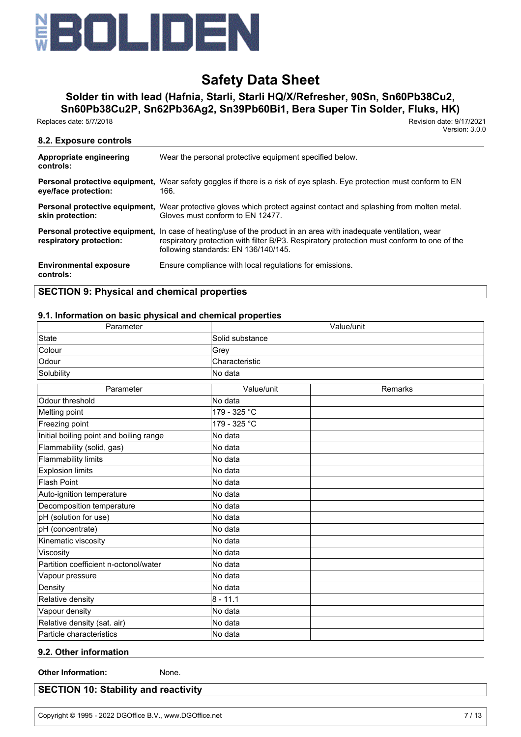### 8.2. Exposure controls

**Appropriate engineering controls:** Wear the personal protective equipment specified below.

**Personal protective equipment, eye/face protection:** Wear safety goggles if there is a risk of eye splash. Eye protection must conform to EN 166.

**Personal protective equipment, skin protection:** Wear protective gloves which protect against contact and splashing from molten metal. Gloves must conform to EN 12477.

**Personal protective equipment, respiratory protection:** In case of heating/use of the product in an area with inadequate ventilation, wear respiratory protection with filter B/P3. Respiratory protection must conform to one of the following standards: EN 136/140/145.

**Environmental exposure controls:** Ensure compliance with local regulations for emissions.

## SECTION 9: Physical and chemical properties

### 9.1. Information on basic physical and chemical properties

| Parameter | Value/unit |
|---|---|
| State | Solid substance |
| Colour | Grey |
| Odour | Characteristic |
| Solubility | No data |

| Parameter | Value/unit | Remarks |
|---|---|---|
| Odour threshold | No data | |
| Melting point | 179 - 325 °C | |
| Freezing point | 179 - 325 °C | |
| Initial boiling point and boiling range | No data | |
| Flammability (solid, gas) | No data | |
| Flammability limits | No data | |
| Explosion limits | No data | |
| Flash Point | No data | |
| Auto-ignition temperature | No data | |
| Decomposition temperature | No data | |
| pH (solution for use) | No data | |
| pH (concentrate) | No data | |
| Kinematic viscosity | No data | |
| Viscosity | No data | |
| Partition coefficient n-octonol/water | No data | |
| Vapour pressure | No data | |
| Density | No data | |
| Relative density | 8 - 11.1 | |
| Vapour density | No data | |
| Relative density (sat. air) | No data | |
| Particle characteristics | No data | |

### 9.2. Other information

**Other Information:** None.

## SECTION 10: Stability and reactivity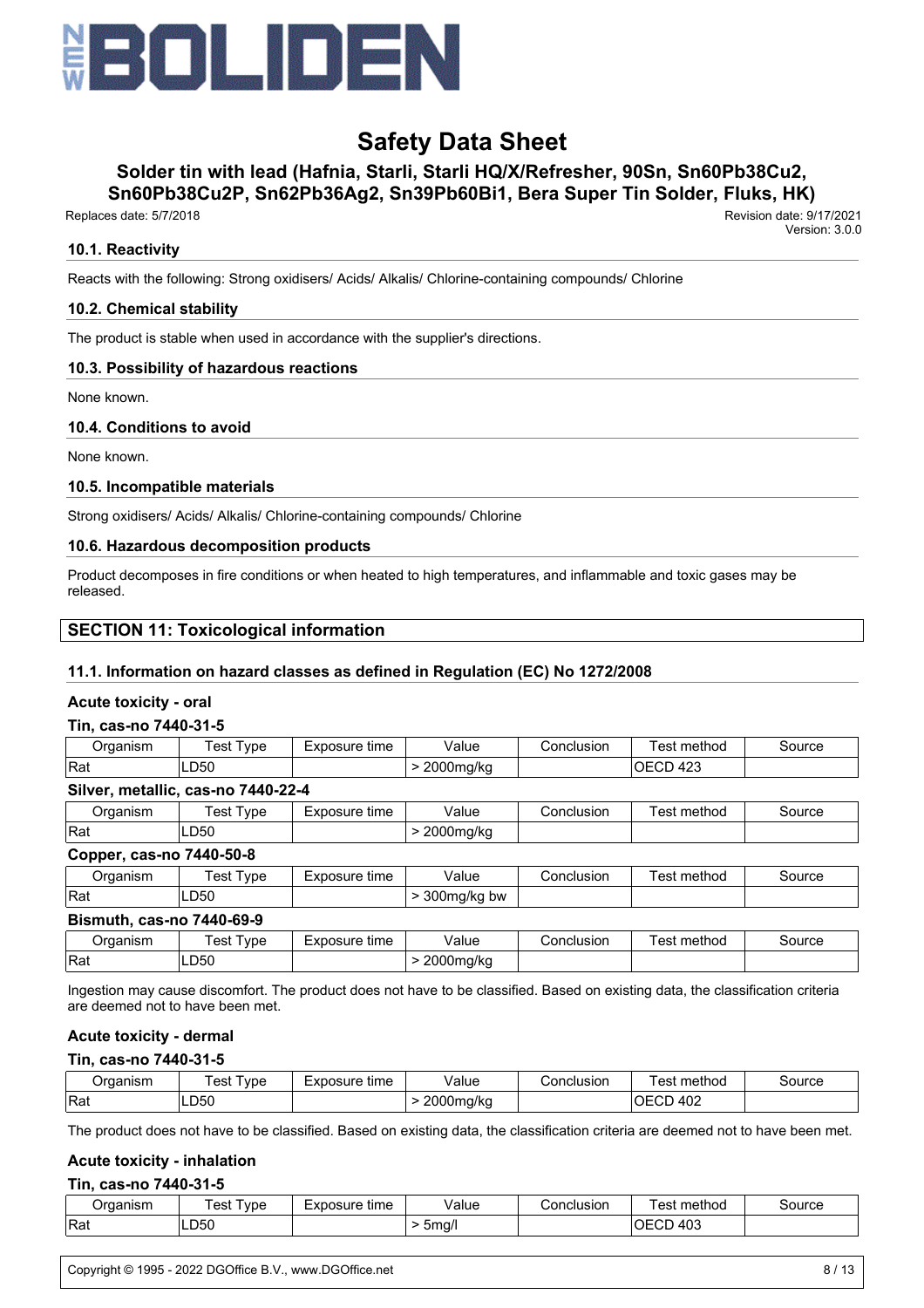### 10.1. Reactivity

Reacts with the following: Strong oxidisers/ Acids/ Alkalis/ Chlorine-containing compounds/ Chlorine

### 10.2. Chemical stability

The product is stable when used in accordance with the supplier's directions.

### 10.3. Possibility of hazardous reactions

None known.

### 10.4. Conditions to avoid

None known.

### 10.5. Incompatible materials

Strong oxidisers/ Acids/ Alkalis/ Chlorine-containing compounds/ Chlorine

### 10.6. Hazardous decomposition products

Product decomposes in fire conditions or when heated to high temperatures, and inflammable and toxic gases may be released.

## SECTION 11: Toxicological information

### 11.1. Information on hazard classes as defined in Regulation (EC) No 1272/2008

**Acute toxicity - oral**

**Tin, cas-no 7440-31-5**

| Organism | Test Type | Exposure time | Value | Conclusion | Test method | Source |
|---|---|---|---|---|---|---|
| Rat | LD50 | | > 2000mg/kg | | OECD 423 | |

**Silver, metallic, cas-no 7440-22-4**

| Organism | Test Type | Exposure time | Value | Conclusion | Test method | Source |
|---|---|---|---|---|---|---|
| Rat | LD50 | | > 2000mg/kg | | | |

**Copper, cas-no 7440-50-8**

| Organism | Test Type | Exposure time | Value | Conclusion | Test method | Source |
|---|---|---|---|---|---|---|
| Rat | LD50 | | > 300mg/kg bw | | | |

**Bismuth, cas-no 7440-69-9**

| Organism | Test Type | Exposure time | Value | Conclusion | Test method | Source |
|---|---|---|---|---|---|---|
| Rat | LD50 | | > 2000mg/kg | | | |

Ingestion may cause discomfort. The product does not have to be classified. Based on existing data, the classification criteria are deemed not to have been met.

**Acute toxicity - dermal**

**Tin, cas-no 7440-31-5**

| Organism | Test Type | Exposure time | Value | Conclusion | Test method | Source |
|---|---|---|---|---|---|---|
| Rat | LD50 | | > 2000mg/kg | | OECD 402 | |

The product does not have to be classified. Based on existing data, the classification criteria are deemed not to have been met.

**Acute toxicity - inhalation**

**Tin, cas-no 7440-31-5**

| Organism | Test Type | Exposure time | Value | Conclusion | Test method | Source |
|---|---|---|---|---|---|---|
| Rat | LD50 | | > 5mg/l | | OECD 403 | |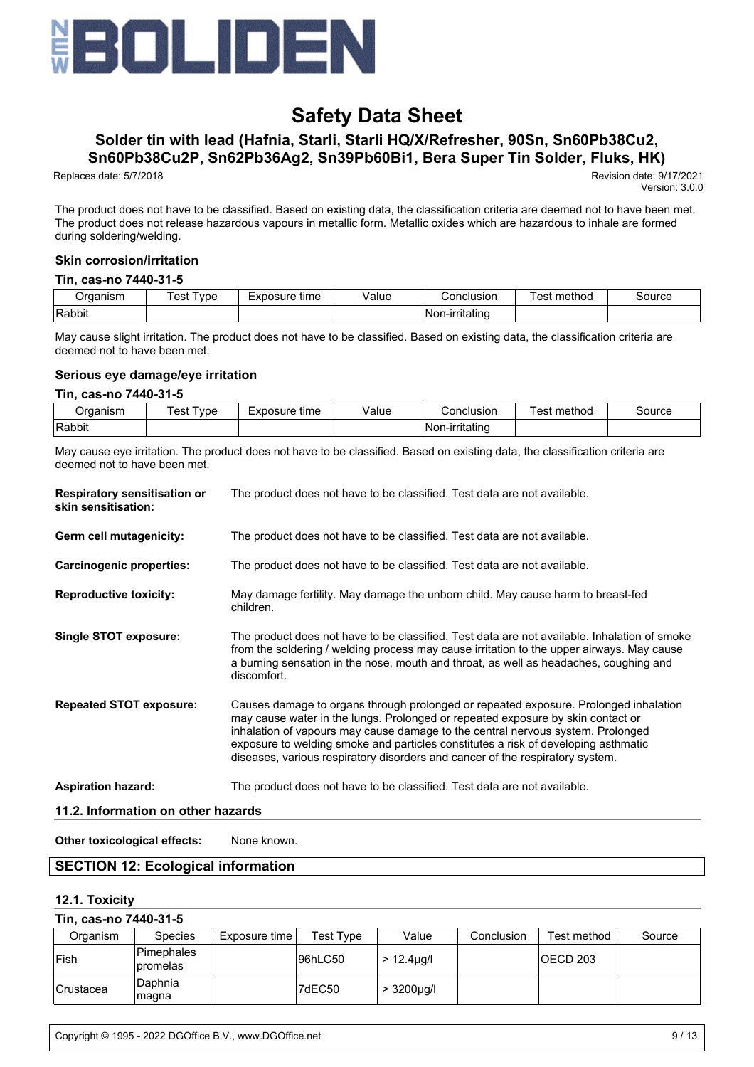The product does not have to be classified. Based on existing data, the classification criteria are deemed not to have been met. The product does not release hazardous vapours in metallic form. Metallic oxides which are hazardous to inhale are formed during soldering/welding.

### Skin corrosion/irritation

#### Tin, cas-no 7440-31-5

| Organism | Test Type | Exposure time | Value | Conclusion | Test method | Source |
|---|---|---|---|---|---|---|
| Rabbit | | | | Non-irritating | | |

May cause slight irritation. The product does not have to be classified. Based on existing data, the classification criteria are deemed not to have been met.

### Serious eye damage/eye irritation

#### Tin, cas-no 7440-31-5

| Organism | Test Type | Exposure time | Value | Conclusion | Test method | Source |
|---|---|---|---|---|---|---|
| Rabbit | | | | Non-irritating | | |

May cause eye irritation. The product does not have to be classified. Based on existing data, the classification criteria are deemed not to have been met.

**Respiratory sensitisation or skin sensitisation:** The product does not have to be classified. Test data are not available.

**Germ cell mutagenicity:** The product does not have to be classified. Test data are not available.

**Carcinogenic properties:** The product does not have to be classified. Test data are not available.

**Reproductive toxicity:** May damage fertility. May damage the unborn child. May cause harm to breast-fed children.

**Single STOT exposure:** The product does not have to be classified. Test data are not available. Inhalation of smoke from the soldering / welding process may cause irritation to the upper airways. May cause a burning sensation in the nose, mouth and throat, as well as headaches, coughing and discomfort.

**Repeated STOT exposure:** Causes damage to organs through prolonged or repeated exposure. Prolonged inhalation may cause water in the lungs. Prolonged or repeated exposure by skin contact or inhalation of vapours may cause damage to the central nervous system. Prolonged exposure to welding smoke and particles constitutes a risk of developing asthmatic diseases, various respiratory disorders and cancer of the respiratory system.

**Aspiration hazard:** The product does not have to be classified. Test data are not available.

### 11.2. Information on other hazards

**Other toxicological effects:** None known.

## SECTION 12: Ecological information

### 12.1. Toxicity

#### Tin, cas-no 7440-31-5

| Organism | Species | Exposure time | Test Type | Value | Conclusion | Test method | Source |
|---|---|---|---|---|---|---|---|
| Fish | Pimephales promelas | | 96hLC50 | > 12.4µg/l | | OECD 203 | |
| Crustacea | Daphnia magna | | 7dEC50 | > 3200µg/l | | | |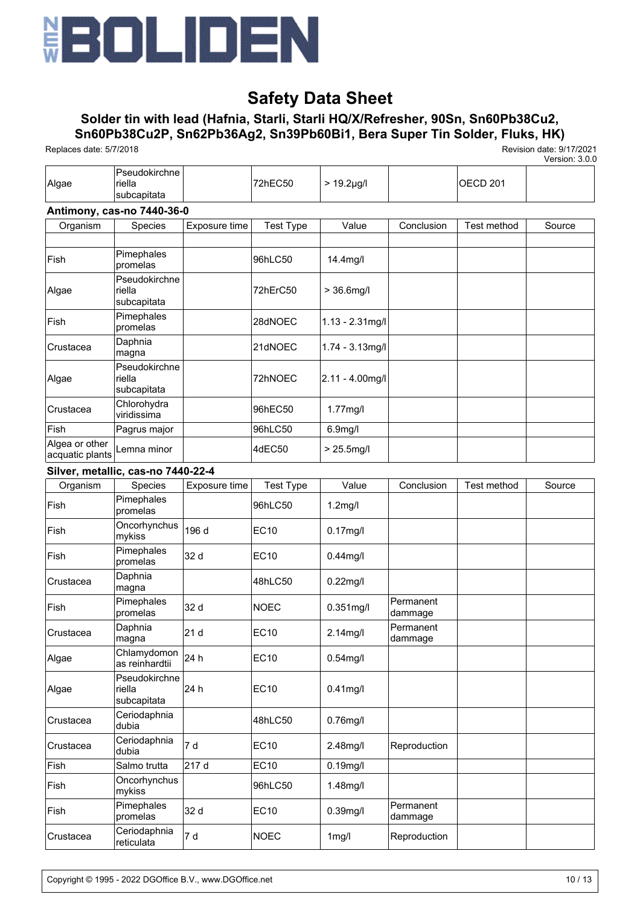| Algae | Pseudokirchneriella subcapitata | | 72hEC50 | > 19.2µg/l | | OECD 201 | |
|---|---|---|---|---|---|---|---|

**Antimony, cas-no 7440-36-0**

| Organism | Species | Exposure time | Test Type | Value | Conclusion | Test method | Source |
|---|---|---|---|---|---|---|---|
| | | | | | | | |
| Fish | Pimephales promelas | | 96hLC50 | 14.4mg/l | | | |
| Algae | Pseudokirchneriella subcapitata | | 72hErC50 | > 36.6mg/l | | | |
| Fish | Pimephales promelas | | 28dNOEC | 1.13 - 2.31mg/l | | | |
| Crustacea | Daphnia magna | | 21dNOEC | 1.74 - 3.13mg/l | | | |
| Algae | Pseudokirchneriella subcapitata | | 72hNOEC | 2.11 - 4.00mg/l | | | |
| Crustacea | Chlorohydra viridissima | | 96hEC50 | 1.77mg/l | | | |
| Fish | Pagrus major | | 96hLC50 | 6.9mg/l | | | |
| Algea or other acquatic plants | Lemna minor | | 4dEC50 | > 25.5mg/l | | | |

**Silver, metallic, cas-no 7440-22-4**

| Organism | Species | Exposure time | Test Type | Value | Conclusion | Test method | Source |
|---|---|---|---|---|---|---|---|
| Fish | Pimephales promelas | | 96hLC50 | 1.2mg/l | | | |
| Fish | Oncorhynchus mykiss | 196 d | EC10 | 0.17mg/l | | | |
| Fish | Pimephales promelas | 32 d | EC10 | 0.44mg/l | | | |
| Crustacea | Daphnia magna | | 48hLC50 | 0.22mg/l | | | |
| Fish | Pimephales promelas | 32 d | NOEC | 0.351mg/l | Permanent dammage | | |
| Crustacea | Daphnia magna | 21 d | EC10 | 2.14mg/l | Permanent dammage | | |
| Algae | Chlamydomonas reinhardtii | 24 h | EC10 | 0.54mg/l | | | |
| Algae | Pseudokirchneriella subcapitata | 24 h | EC10 | 0.41mg/l | | | |
| Crustacea | Ceriodaphnia dubia | | 48hLC50 | 0.76mg/l | | | |
| Crustacea | Ceriodaphnia dubia | 7 d | EC10 | 2.48mg/l | Reproduction | | |
| Fish | Salmo trutta | 217 d | EC10 | 0.19mg/l | | | |
| Fish | Oncorhynchus mykiss | | 96hLC50 | 1.48mg/l | | | |
| Fish | Pimephales promelas | 32 d | EC10 | 0.39mg/l | Permanent dammage | | |
| Crustacea | Ceriodaphnia reticulata | 7 d | NOEC | 1mg/l | Reproduction | | |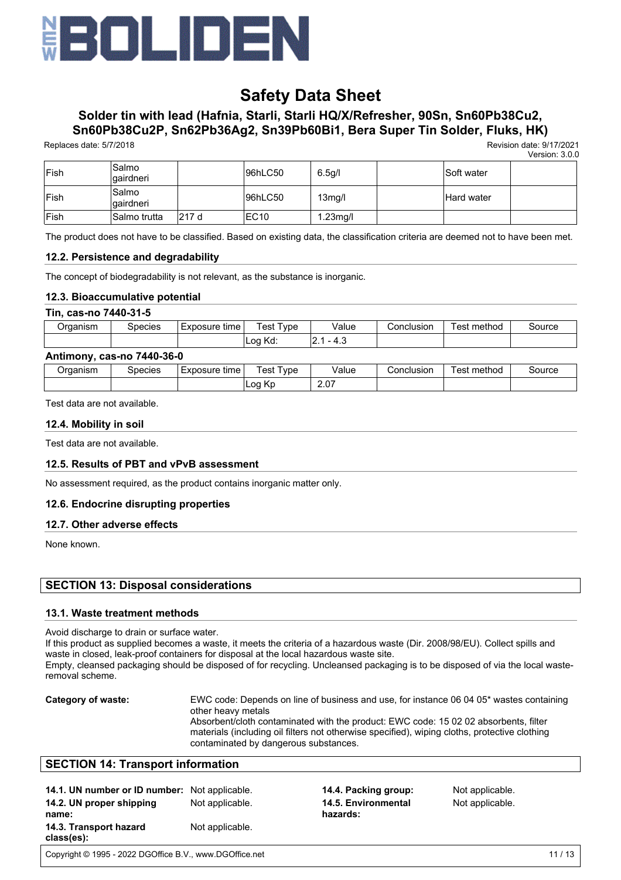| Fish | Salmo gairdneri | | 96hLC50 | 6.5g/l | | Soft water | |
|---|---|---|---|---|---|---|---|
| Fish | Salmo gairdneri | | 96hLC50 | 13mg/l | | Hard water | |
| Fish | Salmo trutta | 217 d | EC10 | 1.23mg/l | | | |

The product does not have to be classified. Based on existing data, the classification criteria are deemed not to have been met.

### 12.2. Persistence and degradability

The concept of biodegradability is not relevant, as the substance is inorganic.

### 12.3. Bioaccumulative potential

**Tin, cas-no 7440-31-5**

| Organism | Species | Exposure time | Test Type | Value | Conclusion | Test method | Source |
|---|---|---|---|---|---|---|---|
| | | | Log Kd: | 2.1 - 4.3 | | | |

**Antimony, cas-no 7440-36-0**

| Organism | Species | Exposure time | Test Type | Value | Conclusion | Test method | Source |
|---|---|---|---|---|---|---|---|
| | | | Log Kp | 2.07 | | | |

Test data are not available.

### 12.4. Mobility in soil

Test data are not available.

### 12.5. Results of PBT and vPvB assessment

No assessment required, as the product contains inorganic matter only.

### 12.6. Endocrine disrupting properties

### 12.7. Other adverse effects

None known.

## SECTION 13: Disposal considerations

### 13.1. Waste treatment methods

Avoid discharge to drain or surface water.
If this product as supplied becomes a waste, it meets the criteria of a hazardous waste (Dir. 2008/98/EU). Collect spills and waste in closed, leak-proof containers for disposal at the local hazardous waste site.
Empty, cleansed packaging should be disposed of for recycling. Uncleansed packaging is to be disposed of via the local waste-removal scheme.

**Category of waste:** EWC code: Depends on line of business and use, for instance 06 04 05* wastes containing other heavy metals
Absorbent/cloth contaminated with the product: EWC code: 15 02 02 absorbents, filter materials (including oil filters not otherwise specified), wiping cloths, protective clothing contaminated by dangerous substances.

## SECTION 14: Transport information

**14.1. UN number or ID number:** Not applicable.

**14.2. UN proper shipping name:** Not applicable.

**14.3. Transport hazard class(es):** Not applicable.

**14.4. Packing group:** Not applicable.

**14.5. Environmental hazards:** Not applicable.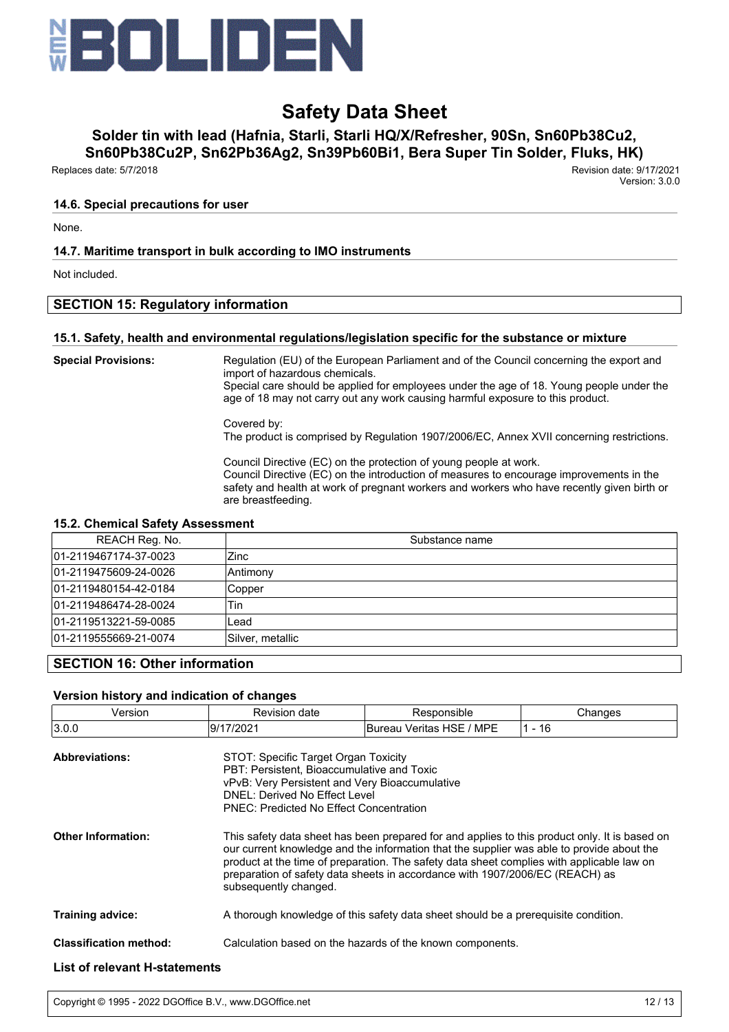### 14.6. Special precautions for user

None.

### 14.7. Maritime transport in bulk according to IMO instruments

Not included.

## SECTION 15: Regulatory information

### 15.1. Safety, health and environmental regulations/legislation specific for the substance or mixture

**Special Provisions:**

Regulation (EU) of the European Parliament and of the Council concerning the export and import of hazardous chemicals.
Special care should be applied for employees under the age of 18. Young people under the age of 18 may not carry out any work causing harmful exposure to this product.

Covered by:
The product is comprised by Regulation 1907/2006/EC, Annex XVII concerning restrictions.

Council Directive (EC) on the protection of young people at work.
Council Directive (EC) on the introduction of measures to encourage improvements in the safety and health at work of pregnant workers and workers who have recently given birth or are breastfeeding.

### 15.2. Chemical Safety Assessment

| REACH Reg. No. | Substance name |
|---|---|
| 01-2119467174-37-0023 | Zinc |
| 01-2119475609-24-0026 | Antimony |
| 01-2119480154-42-0184 | Copper |
| 01-2119486474-28-0024 | Tin |
| 01-2119513221-59-0085 | Lead |
| 01-2119555669-21-0074 | Silver, metallic |

## SECTION 16: Other information

### Version history and indication of changes

| Version | Revision date | Responsible | Changes |
|---|---|---|---|
| 3.0.0 | 9/17/2021 | Bureau Veritas HSE / MPE | 1 - 16 |

**Abbreviations:**

STOT: Specific Target Organ Toxicity
PBT: Persistent, Bioaccumulative and Toxic
vPvB: Very Persistent and Very Bioaccumulative
DNEL: Derived No Effect Level
PNEC: Predicted No Effect Concentration

**Other Information:**

This safety data sheet has been prepared for and applies to this product only. It is based on our current knowledge and the information that the supplier was able to provide about the product at the time of preparation. The safety data sheet complies with applicable law on preparation of safety data sheets in accordance with 1907/2006/EC (REACH) as subsequently changed.

**Training advice:**

A thorough knowledge of this safety data sheet should be a prerequisite condition.

**Classification method:**

Calculation based on the hazards of the known components.

**List of relevant H-statements**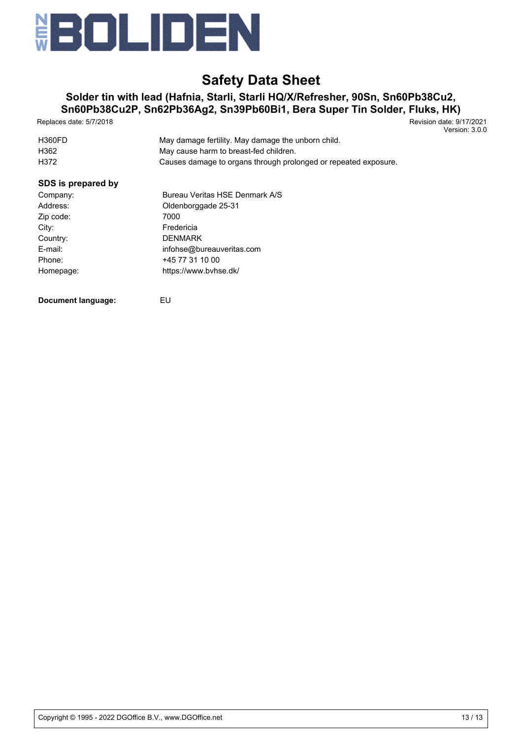| | |
|---|---|
| H360FD | May damage fertility. May damage the unborn child. |
| H362 | May cause harm to breast-fed children. |
| H372 | Causes damage to organs through prolonged or repeated exposure. |

### SDS is prepared by

| | |
|---|---|
| Company: | Bureau Veritas HSE Denmark A/S |
| Address: | Oldenborggade 25-31 |
| Zip code: | 7000 |
| City: | Fredericia |
| Country: | DENMARK |
| E-mail: | infohse@bureauveritas.com |
| Phone: | +45 77 31 10 00 |
| Homepage: | https://www.bvhse.dk/ |

**Document language:** EU